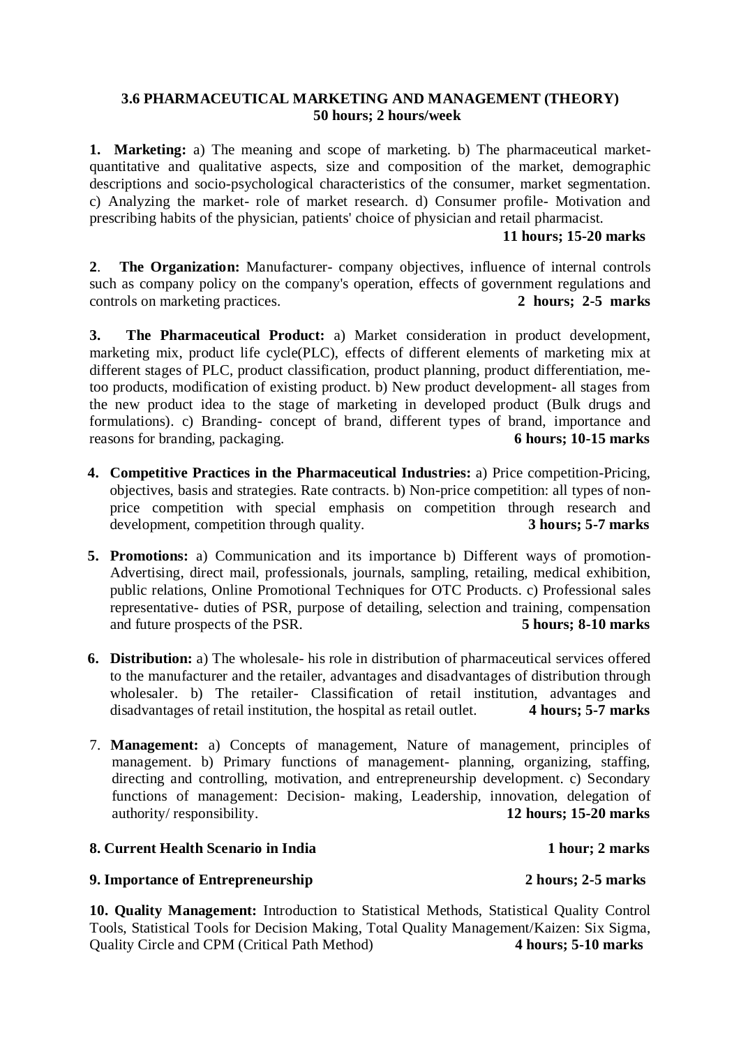### 3.6 PHARMACEUTICAL MARKETING AND MANAGEMENT (THEORY)
**50 hours; 2 hours/week**

**1. Marketing:** a) The meaning and scope of marketing. b) The pharmaceutical market- quantitative and qualitative aspects, size and composition of the market, demographic descriptions and socio-psychological characteristics of the consumer, market segmentation. c) Analyzing the market- role of market research. d) Consumer profile- Motivation and prescribing habits of the physician, patients' choice of physician and retail pharmacist.
**11 hours; 15-20 marks**

**2. The Organization:** Manufacturer- company objectives, influence of internal controls such as company policy on the company's operation, effects of government regulations and controls on marketing practices. **2 hours; 2-5 marks**

**3. The Pharmaceutical Product:** a) Market consideration in product development, marketing mix, product life cycle(PLC), effects of different elements of marketing mix at different stages of PLC, product classification, product planning, product differentiation, me-too products, modification of existing product. b) New product development- all stages from the new product idea to the stage of marketing in developed product (Bulk drugs and formulations). c) Branding- concept of brand, different types of brand, importance and reasons for branding, packaging. **6 hours; 10-15 marks**

**4. Competitive Practices in the Pharmaceutical Industries:** a) Price competition-Pricing, objectives, basis and strategies. Rate contracts. b) Non-price competition: all types of non-price competition with special emphasis on competition through research and development, competition through quality. **3 hours; 5-7 marks**

**5. Promotions:** a) Communication and its importance b) Different ways of promotion- Advertising, direct mail, professionals, journals, sampling, retailing, medical exhibition, public relations, Online Promotional Techniques for OTC Products. c) Professional sales representative- duties of PSR, purpose of detailing, selection and training, compensation and future prospects of the PSR. **5 hours; 8-10 marks**

**6. Distribution:** a) The wholesale- his role in distribution of pharmaceutical services offered to the manufacturer and the retailer, advantages and disadvantages of distribution through wholesaler. b) The retailer- Classification of retail institution, advantages and disadvantages of retail institution, the hospital as retail outlet. **4 hours; 5-7 marks**

7. **Management:** a) Concepts of management, Nature of management, principles of management. b) Primary functions of management- planning, organizing, staffing, directing and controlling, motivation, and entrepreneurship development. c) Secondary functions of management: Decision- making, Leadership, innovation, delegation of authority/ responsibility. **12 hours; 15-20 marks**

**8. Current Health Scenario in India** **1 hour; 2 marks**

**9. Importance of Entrepreneurship** **2 hours; 2-5 marks**

**10. Quality Management:** Introduction to Statistical Methods, Statistical Quality Control Tools, Statistical Tools for Decision Making, Total Quality Management/Kaizen: Six Sigma, Quality Circle and CPM (Critical Path Method) **4 hours; 5-10 marks**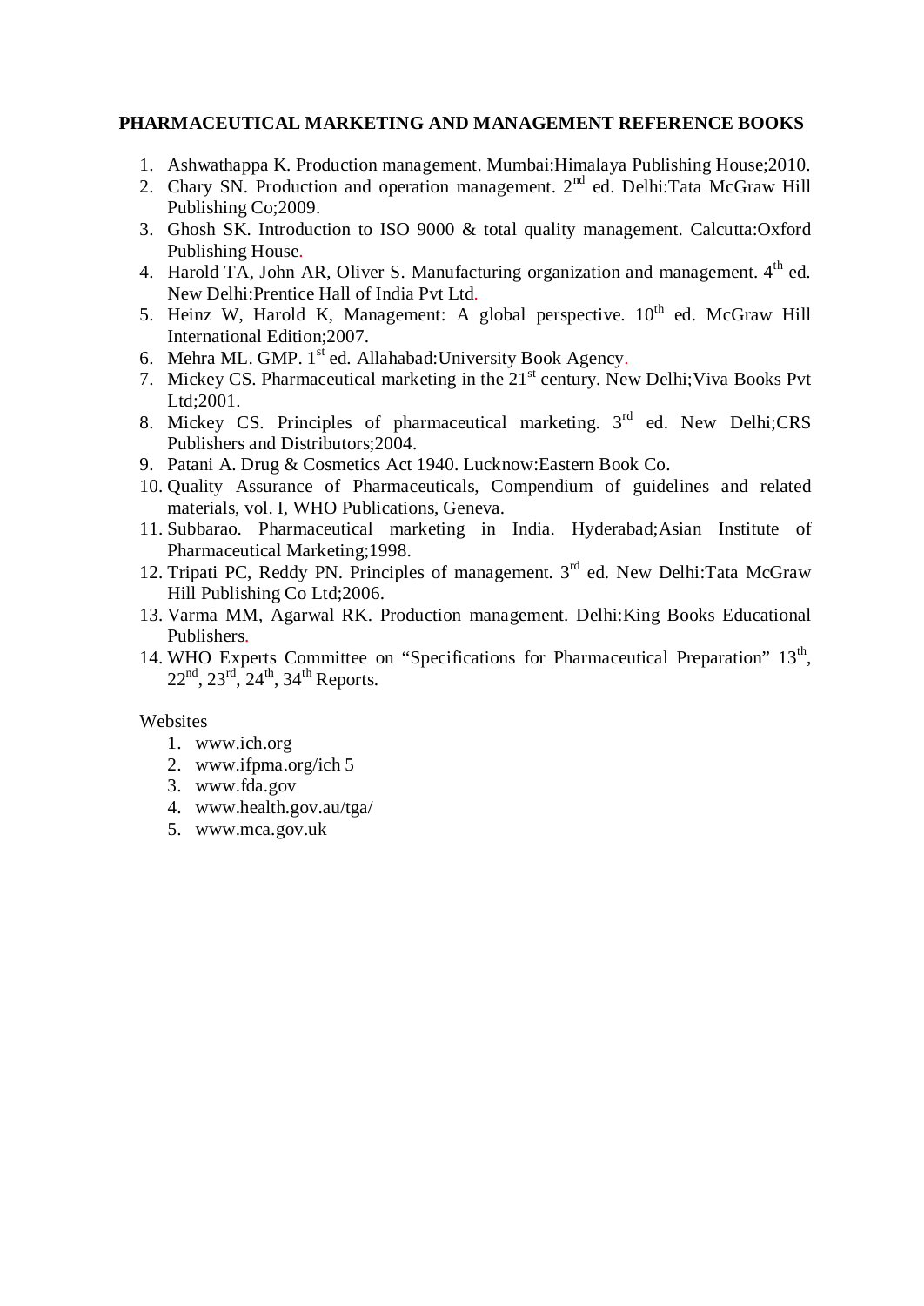**PHARMACEUTICAL MARKETING AND MANAGEMENT REFERENCE BOOKS**

1. Ashwathappa K. Production management. Mumbai:Himalaya Publishing House;2010.
2. Chary SN. Production and operation management. 2nd ed. Delhi:Tata McGraw Hill Publishing Co;2009.
3. Ghosh SK. Introduction to ISO 9000 & total quality management. Calcutta:Oxford Publishing House.
4. Harold TA, John AR, Oliver S. Manufacturing organization and management. 4th ed. New Delhi:Prentice Hall of India Pvt Ltd.
5. Heinz W, Harold K, Management: A global perspective. 10th ed. McGraw Hill International Edition;2007.
6. Mehra ML. GMP. 1st ed. Allahabad:University Book Agency.
7. Mickey CS. Pharmaceutical marketing in the 21st century. New Delhi;Viva Books Pvt Ltd;2001.
8. Mickey CS. Principles of pharmaceutical marketing. 3rd ed. New Delhi;CRS Publishers and Distributors;2004.
9. Patani A. Drug & Cosmetics Act 1940. Lucknow:Eastern Book Co.
10. Quality Assurance of Pharmaceuticals, Compendium of guidelines and related materials, vol. I, WHO Publications, Geneva.
11. Subbarao. Pharmaceutical marketing in India. Hyderabad;Asian Institute of Pharmaceutical Marketing;1998.
12. Tripati PC, Reddy PN. Principles of management. 3rd ed. New Delhi:Tata McGraw Hill Publishing Co Ltd;2006.
13. Varma MM, Agarwal RK. Production management. Delhi:King Books Educational Publishers.
14. WHO Experts Committee on "Specifications for Pharmaceutical Preparation" 13th, 22nd, 23rd, 24th, 34th Reports.

Websites

1. www.ich.org
2. www.ifpma.org/ich 5
3. www.fda.gov
4. www.health.gov.au/tga/
5. www.mca.gov.uk